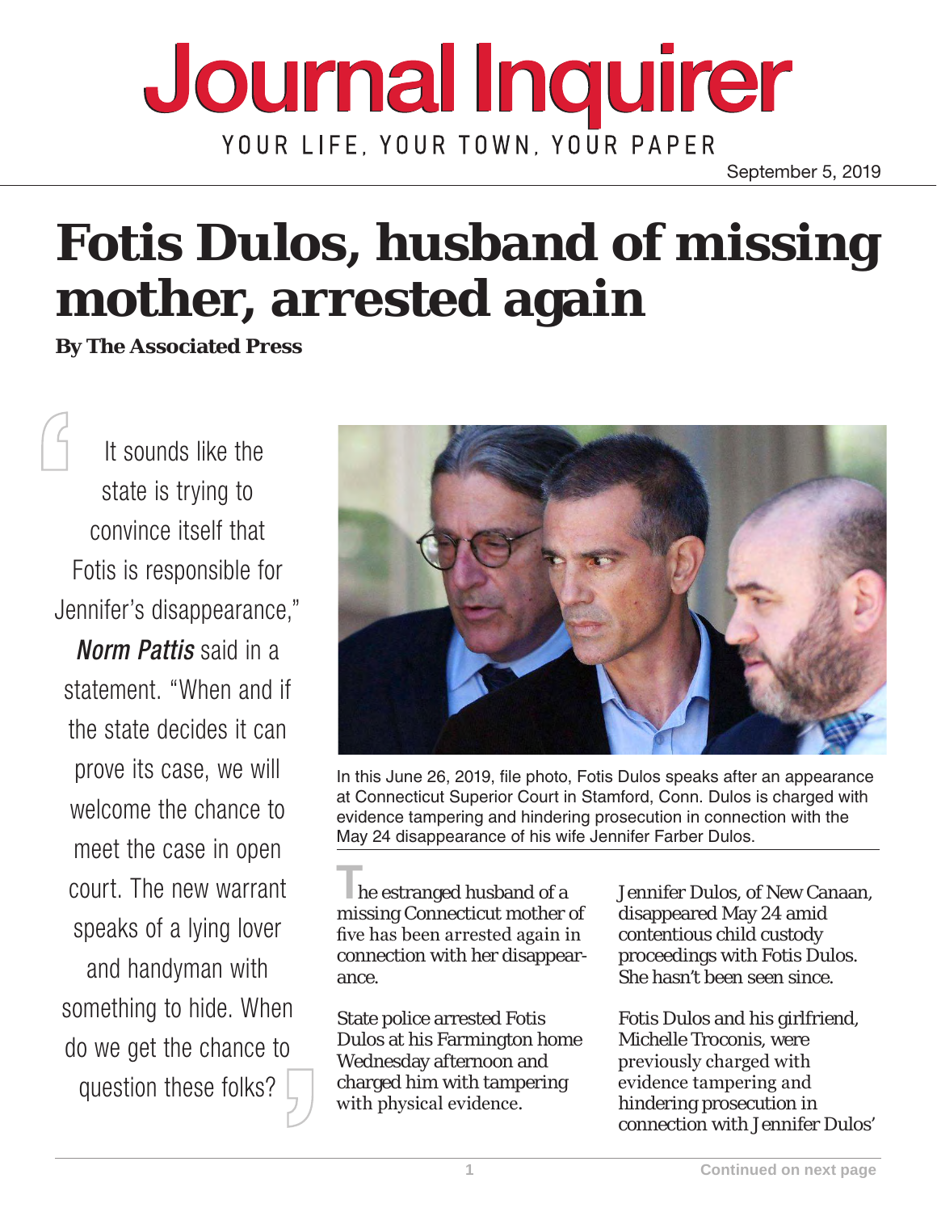# Journal Inquirer

YOUR LIFE, YOUR TOWN, YOUR PAPER

September 5, 2019

# Fotis Dulos, husband of missing mother, arrested again

**By The Associated Press**

> It sounds like the state is trying to convince itself that Fotis is responsible for Jennifer's disappearance," ***Norm Pattis*** said in a statement. "When and if the state decides it can prove its case, we will welcome the chance to meet the case in open court. The new warrant speaks of a lying lover and handyman with something to hide. When do we get the chance to question these folks?

In this June 26, 2019, file photo, Fotis Dulos speaks after an appearance at Connecticut Superior Court in Stamford, Conn. Dulos is charged with evidence tampering and hindering prosecution in connection with the May 24 disappearance of his wife Jennifer Farber Dulos.

The estranged husband of a missing Connecticut mother of five has been arrested again in connection with her disappearance.

State police arrested Fotis Dulos at his Farmington home Wednesday afternoon and charged him with tampering with physical evidence.

Jennifer Dulos, of New Canaan, disappeared May 24 amid contentious child custody proceedings with Fotis Dulos. She hasn't been seen since.

Fotis Dulos and his girlfriend, Michelle Troconis, were previously charged with evidence tampering and hindering prosecution in connection with Jennifer Dulos'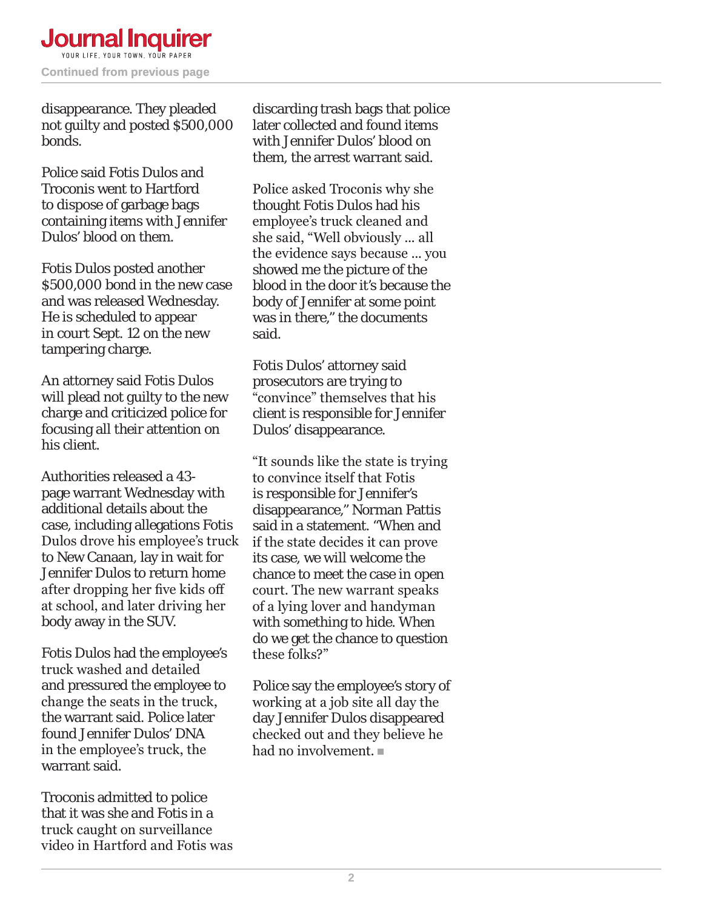disappearance. They pleaded not guilty and posted $500,000 bonds.

Police said Fotis Dulos and Troconis went to Hartford to dispose of garbage bags containing items with Jennifer Dulos' blood on them.

Fotis Dulos posted another $500,000 bond in the new case and was released Wednesday. He is scheduled to appear in court Sept. 12 on the new tampering charge.

An attorney said Fotis Dulos will plead not guilty to the new charge and criticized police for focusing all their attention on his client.

Authorities released a 43-page warrant Wednesday with additional details about the case, including allegations Fotis Dulos drove his employee's truck to New Canaan, lay in wait for Jennifer Dulos to return home after dropping her five kids off at school, and later driving her body away in the SUV.

Fotis Dulos had the employee's truck washed and detailed and pressured the employee to change the seats in the truck, the warrant said. Police later found Jennifer Dulos' DNA in the employee's truck, the warrant said.

Troconis admitted to police that it was she and Fotis in a truck caught on surveillance video in Hartford and Fotis was discarding trash bags that police later collected and found items with Jennifer Dulos' blood on them, the arrest warrant said.

Police asked Troconis why she thought Fotis Dulos had his employee's truck cleaned and she said, "Well obviously ... all the evidence says because ... you showed me the picture of the blood in the door it's because the body of Jennifer at some point was in there," the documents said.

Fotis Dulos' attorney said prosecutors are trying to "convince" themselves that his client is responsible for Jennifer Dulos' disappearance.

"It sounds like the state is trying to convince itself that Fotis is responsible for Jennifer's disappearance," Norman Pattis said in a statement. "When and if the state decides it can prove its case, we will welcome the chance to meet the case in open court. The new warrant speaks of a lying lover and handyman with something to hide. When do we get the chance to question these folks?"

Police say the employee's story of working at a job site all day the day Jennifer Dulos disappeared checked out and they believe he had no involvement. ■